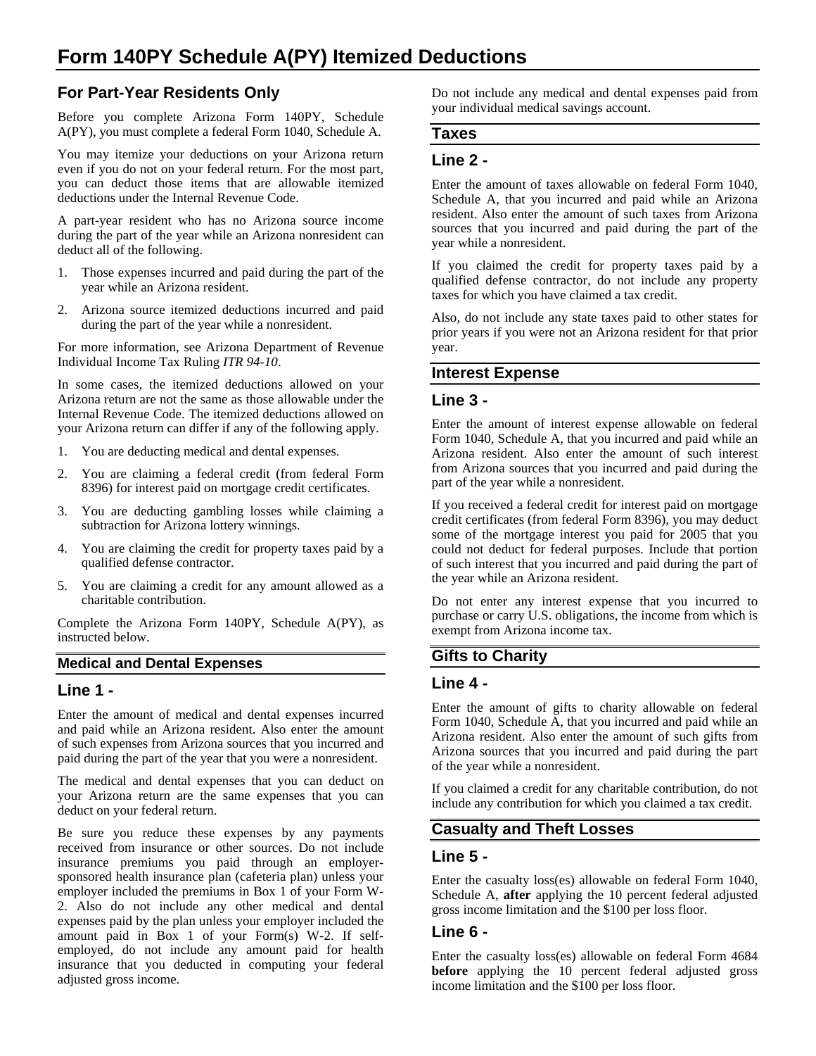# Form 140PY Schedule A(PY) Itemized Deductions

## For Part-Year Residents Only

Before you complete Arizona Form 140PY, Schedule A(PY), you must complete a federal Form 1040, Schedule A.

You may itemize your deductions on your Arizona return even if you do not on your federal return. For the most part, you can deduct those items that are allowable itemized deductions under the Internal Revenue Code.

A part-year resident who has no Arizona source income during the part of the year while an Arizona nonresident can deduct all of the following.

1. Those expenses incurred and paid during the part of the year while an Arizona resident.
2. Arizona source itemized deductions incurred and paid during the part of the year while a nonresident.

For more information, see Arizona Department of Revenue Individual Income Tax Ruling *ITR 94-10*.

In some cases, the itemized deductions allowed on your Arizona return are not the same as those allowable under the Internal Revenue Code. The itemized deductions allowed on your Arizona return can differ if any of the following apply.

1. You are deducting medical and dental expenses.
2. You are claiming a federal credit (from federal Form 8396) for interest paid on mortgage credit certificates.
3. You are deducting gambling losses while claiming a subtraction for Arizona lottery winnings.
4. You are claiming the credit for property taxes paid by a qualified defense contractor.
5. You are claiming a credit for any amount allowed as a charitable contribution.

Complete the Arizona Form 140PY, Schedule A(PY), as instructed below.

### Medical and Dental Expenses

### Line 1 -

Enter the amount of medical and dental expenses incurred and paid while an Arizona resident. Also enter the amount of such expenses from Arizona sources that you incurred and paid during the part of the year that you were a nonresident.

The medical and dental expenses that you can deduct on your Arizona return are the same expenses that you can deduct on your federal return.

Be sure you reduce these expenses by any payments received from insurance or other sources. Do not include insurance premiums you paid through an employer-sponsored health insurance plan (cafeteria plan) unless your employer included the premiums in Box 1 of your Form W-2. Also do not include any other medical and dental expenses paid by the plan unless your employer included the amount paid in Box 1 of your Form(s) W-2. If self-employed, do not include any amount paid for health insurance that you deducted in computing your federal adjusted gross income.

Do not include any medical and dental expenses paid from your individual medical savings account.

### Taxes

### Line 2 -

Enter the amount of taxes allowable on federal Form 1040, Schedule A, that you incurred and paid while an Arizona resident. Also enter the amount of such taxes from Arizona sources that you incurred and paid during the part of the year while a nonresident.

If you claimed the credit for property taxes paid by a qualified defense contractor, do not include any property taxes for which you have claimed a tax credit.

Also, do not include any state taxes paid to other states for prior years if you were not an Arizona resident for that prior year.

### Interest Expense

### Line 3 -

Enter the amount of interest expense allowable on federal Form 1040, Schedule A, that you incurred and paid while an Arizona resident. Also enter the amount of such interest from Arizona sources that you incurred and paid during the part of the year while a nonresident.

If you received a federal credit for interest paid on mortgage credit certificates (from federal Form 8396), you may deduct some of the mortgage interest you paid for 2005 that you could not deduct for federal purposes. Include that portion of such interest that you incurred and paid during the part of the year while an Arizona resident.

Do not enter any interest expense that you incurred to purchase or carry U.S. obligations, the income from which is exempt from Arizona income tax.

### Gifts to Charity

### Line 4 -

Enter the amount of gifts to charity allowable on federal Form 1040, Schedule A, that you incurred and paid while an Arizona resident. Also enter the amount of such gifts from Arizona sources that you incurred and paid during the part of the year while a nonresident.

If you claimed a credit for any charitable contribution, do not include any contribution for which you claimed a tax credit.

### Casualty and Theft Losses

### Line 5 -

Enter the casualty loss(es) allowable on federal Form 1040, Schedule A, **after** applying the 10 percent federal adjusted gross income limitation and the $100 per loss floor.

### Line 6 -

Enter the casualty loss(es) allowable on federal Form 4684 **before** applying the 10 percent federal adjusted gross income limitation and the $100 per loss floor.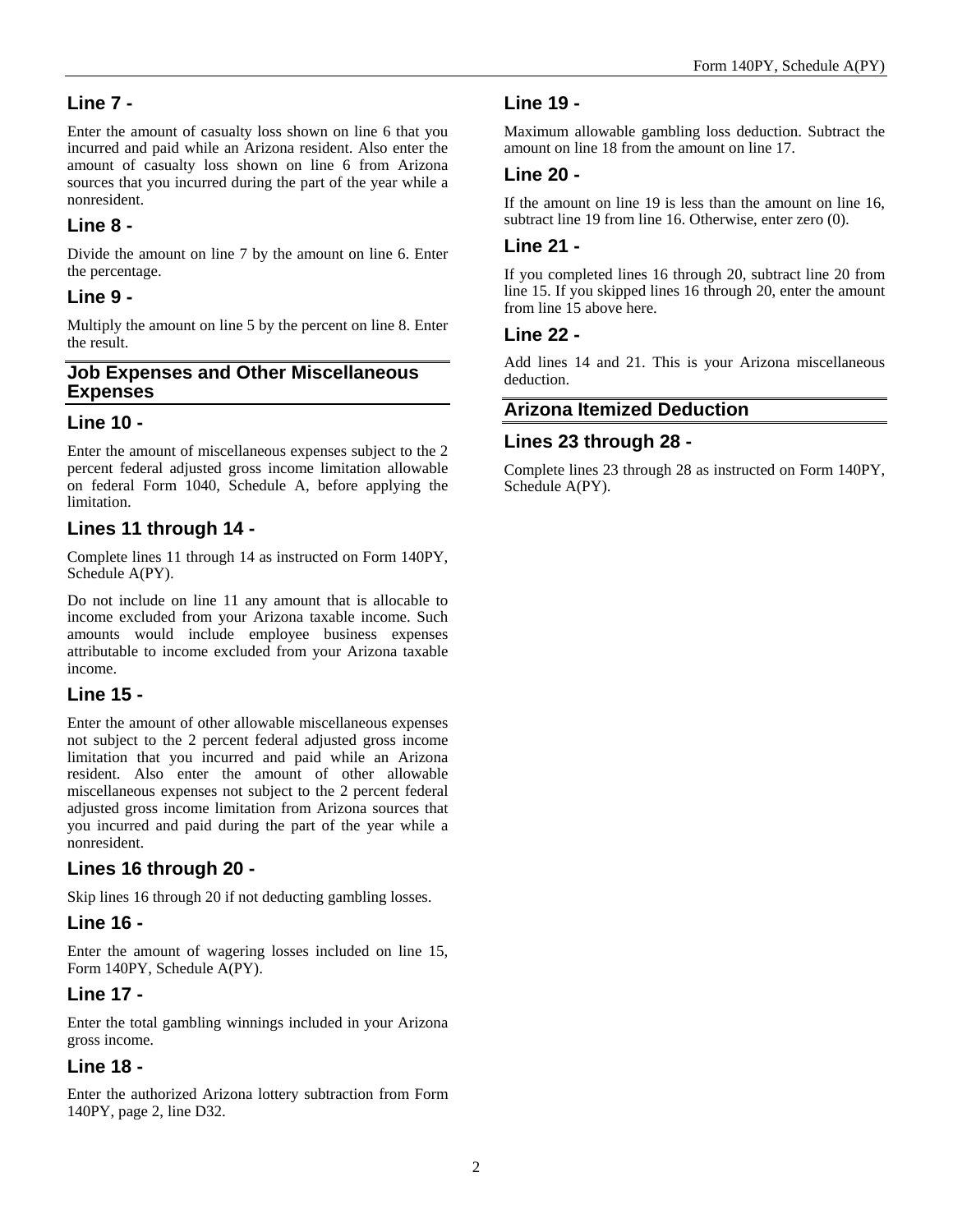### Line 7 -

Enter the amount of casualty loss shown on line 6 that you incurred and paid while an Arizona resident. Also enter the amount of casualty loss shown on line 6 from Arizona sources that you incurred during the part of the year while a nonresident.

### Line 8 -

Divide the amount on line 7 by the amount on line 6. Enter the percentage.

### Line 9 -

Multiply the amount on line 5 by the percent on line 8. Enter the result.

## Job Expenses and Other Miscellaneous Expenses

### Line 10 -

Enter the amount of miscellaneous expenses subject to the 2 percent federal adjusted gross income limitation allowable on federal Form 1040, Schedule A, before applying the limitation.

### Lines 11 through 14 -

Complete lines 11 through 14 as instructed on Form 140PY, Schedule A(PY).

Do not include on line 11 any amount that is allocable to income excluded from your Arizona taxable income. Such amounts would include employee business expenses attributable to income excluded from your Arizona taxable income.

### Line 15 -

Enter the amount of other allowable miscellaneous expenses not subject to the 2 percent federal adjusted gross income limitation that you incurred and paid while an Arizona resident. Also enter the amount of other allowable miscellaneous expenses not subject to the 2 percent federal adjusted gross income limitation from Arizona sources that you incurred and paid during the part of the year while a nonresident.

### Lines 16 through 20 -

Skip lines 16 through 20 if not deducting gambling losses.

### Line 16 -

Enter the amount of wagering losses included on line 15, Form 140PY, Schedule A(PY).

### Line 17 -

Enter the total gambling winnings included in your Arizona gross income.

### Line 18 -

Enter the authorized Arizona lottery subtraction from Form 140PY, page 2, line D32.

### Line 19 -

Maximum allowable gambling loss deduction. Subtract the amount on line 18 from the amount on line 17.

### Line 20 -

If the amount on line 19 is less than the amount on line 16, subtract line 19 from line 16. Otherwise, enter zero (0).

### Line 21 -

If you completed lines 16 through 20, subtract line 20 from line 15. If you skipped lines 16 through 20, enter the amount from line 15 above here.

### Line 22 -

Add lines 14 and 21. This is your Arizona miscellaneous deduction.

## Arizona Itemized Deduction

### Lines 23 through 28 -

Complete lines 23 through 28 as instructed on Form 140PY, Schedule A(PY).